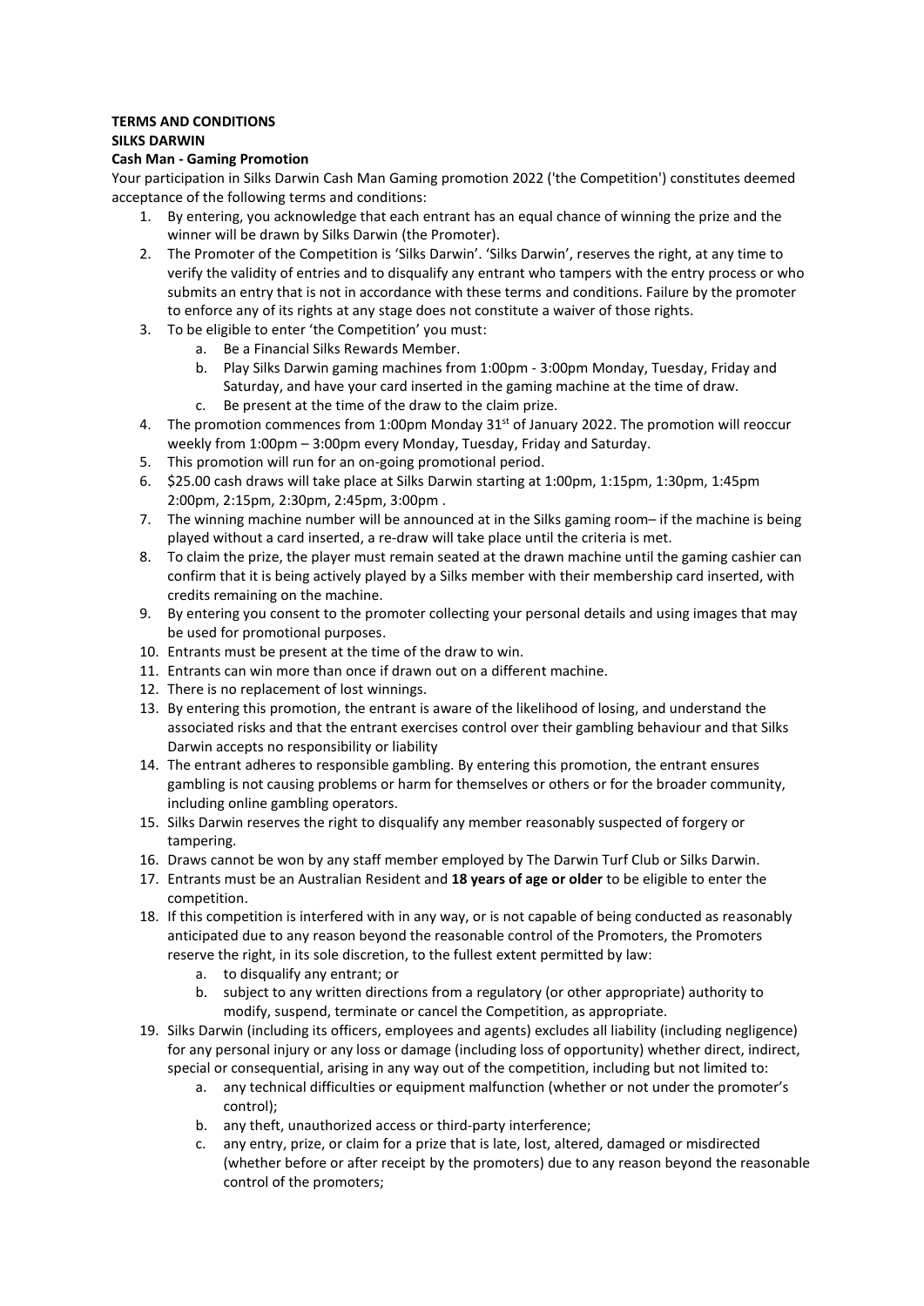**TERMS AND CONDITIONS**
**SILKS DARWIN**
**Cash Man - Gaming Promotion**

Your participation in Silks Darwin Cash Man Gaming promotion 2022 ('the Competition') constitutes deemed acceptance of the following terms and conditions:

1. By entering, you acknowledge that each entrant has an equal chance of winning the prize and the winner will be drawn by Silks Darwin (the Promoter).
2. The Promoter of the Competition is 'Silks Darwin'. 'Silks Darwin', reserves the right, at any time to verify the validity of entries and to disqualify any entrant who tampers with the entry process or who submits an entry that is not in accordance with these terms and conditions. Failure by the promoter to enforce any of its rights at any stage does not constitute a waiver of those rights.
3. To be eligible to enter 'the Competition' you must:
   a. Be a Financial Silks Rewards Member.
   b. Play Silks Darwin gaming machines from 1:00pm - 3:00pm Monday, Tuesday, Friday and Saturday, and have your card inserted in the gaming machine at the time of draw.
   c. Be present at the time of the draw to the claim prize.
4. The promotion commences from 1:00pm Monday 31st of January 2022. The promotion will reoccur weekly from 1:00pm – 3:00pm every Monday, Tuesday, Friday and Saturday.
5. This promotion will run for an on-going promotional period.
6. $25.00 cash draws will take place at Silks Darwin starting at 1:00pm, 1:15pm, 1:30pm, 1:45pm 2:00pm, 2:15pm, 2:30pm, 2:45pm, 3:00pm .
7. The winning machine number will be announced at in the Silks gaming room– if the machine is being played without a card inserted, a re-draw will take place until the criteria is met.
8. To claim the prize, the player must remain seated at the drawn machine until the gaming cashier can confirm that it is being actively played by a Silks member with their membership card inserted, with credits remaining on the machine.
9. By entering you consent to the promoter collecting your personal details and using images that may be used for promotional purposes.
10. Entrants must be present at the time of the draw to win.
11. Entrants can win more than once if drawn out on a different machine.
12. There is no replacement of lost winnings.
13. By entering this promotion, the entrant is aware of the likelihood of losing, and understand the associated risks and that the entrant exercises control over their gambling behaviour and that Silks Darwin accepts no responsibility or liability
14. The entrant adheres to responsible gambling. By entering this promotion, the entrant ensures gambling is not causing problems or harm for themselves or others or for the broader community, including online gambling operators.
15. Silks Darwin reserves the right to disqualify any member reasonably suspected of forgery or tampering.
16. Draws cannot be won by any staff member employed by The Darwin Turf Club or Silks Darwin.
17. Entrants must be an Australian Resident and **18 years of age or older** to be eligible to enter the competition.
18. If this competition is interfered with in any way, or is not capable of being conducted as reasonably anticipated due to any reason beyond the reasonable control of the Promoters, the Promoters reserve the right, in its sole discretion, to the fullest extent permitted by law:
    a. to disqualify any entrant; or
    b. subject to any written directions from a regulatory (or other appropriate) authority to modify, suspend, terminate or cancel the Competition, as appropriate.
19. Silks Darwin (including its officers, employees and agents) excludes all liability (including negligence) for any personal injury or any loss or damage (including loss of opportunity) whether direct, indirect, special or consequential, arising in any way out of the competition, including but not limited to:
    a. any technical difficulties or equipment malfunction (whether or not under the promoter's control);
    b. any theft, unauthorized access or third-party interference;
    c. any entry, prize, or claim for a prize that is late, lost, altered, damaged or misdirected (whether before or after receipt by the promoters) due to any reason beyond the reasonable control of the promoters;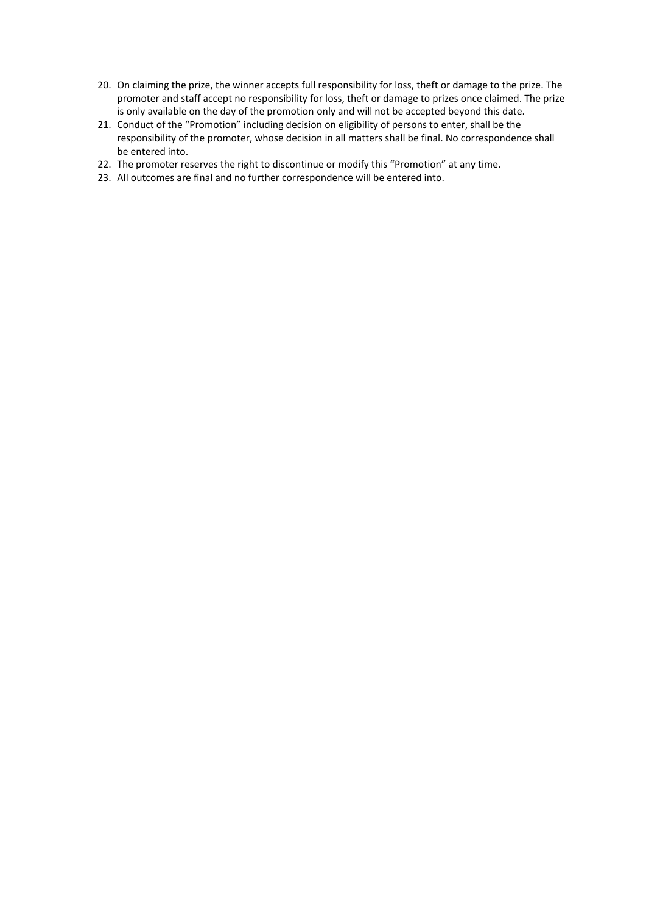20. On claiming the prize, the winner accepts full responsibility for loss, theft or damage to the prize. The promoter and staff accept no responsibility for loss, theft or damage to prizes once claimed. The prize is only available on the day of the promotion only and will not be accepted beyond this date.
21. Conduct of the "Promotion" including decision on eligibility of persons to enter, shall be the responsibility of the promoter, whose decision in all matters shall be final. No correspondence shall be entered into.
22. The promoter reserves the right to discontinue or modify this "Promotion" at any time.
23. All outcomes are final and no further correspondence will be entered into.